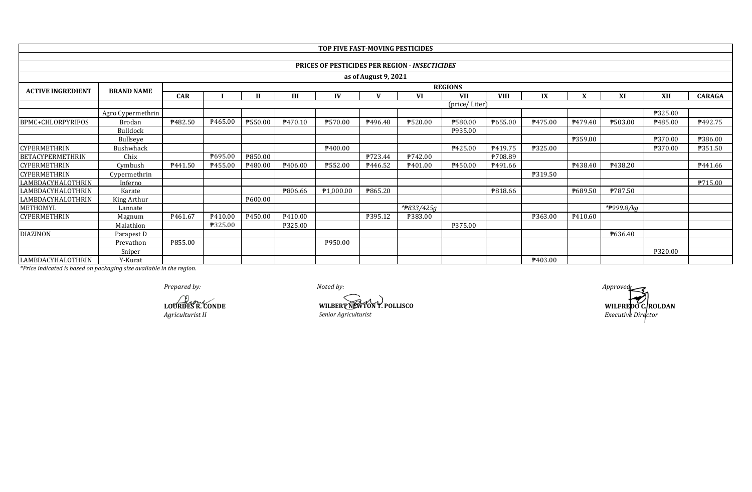# TOP FIVE FAST-MOVING PESTICIDES

## PRICES OF PESTICIDES PER REGION - *INSECTICIDES*

### as of August 9, 2021

| ACTIVE INGREDIENT | BRAND NAME | REGIONS | | | | | | | | | | | | | |
|---|---|---|---|---|---|---|---|---|---|---|---|---|---|---|---|
| | | CAR | I | II | III | IV | V | VI | VII | VIII | IX | X | XI | XII | CARAGA |
| | | (price/ Liter) | | | | | | | | | | | | | |
| | Agro Cypermethrin | | | | | | | | | | | | | ₱325.00 | |
| BPMC+CHLORPYRIFOS | Brodan | ₱482.50 | ₱465.00 | ₱550.00 | ₱470.10 | ₱570.00 | ₱496.48 | ₱520.00 | ₱580.00 | ₱655.00 | ₱475.00 | ₱479.40 | ₱503.00 | ₱485.00 | ₱492.75 |
| | Bulldock | | | | | | | | ₱935.00 | | | | | | |
| | Bullseye | | | | | | | | | | | ₱359.00 | | ₱370.00 | ₱386.00 |
| CYPERMETHRIN | Bushwhack | | | | | ₱400.00 | | | ₱425.00 | ₱419.75 | ₱325.00 | | | ₱370.00 | ₱351.50 |
| BETACYPERMETHRIN | Chix | | ₱695.00 | ₱850.00 | | | ₱723.44 | ₱742.00 | | ₱708.89 | | | | | |
| CYPERMETHRIN | Cymbush | ₱441.50 | ₱455.00 | ₱480.00 | ₱406.00 | ₱552.00 | ₱446.52 | ₱401.00 | ₱450.00 | ₱491.66 | | ₱438.40 | ₱438.20 | | ₱441.66 |
| CYPERMETHRIN | Cypermethrin | | | | | | | | | | ₱319.50 | | | | |
| LAMBDACYHALOTHRIN | Inferno | | | | | | | | | | | | | | ₱715.00 |
| LAMBDACYHALOTHRIN | Karate | | | | ₱806.66 | ₱1,000.00 | ₱865.20 | | | ₱818.66 | | ₱689.50 | ₱787.50 | | |
| LAMBDACYHALOTHRIN | King Arthur | | | ₱600.00 | | | | | | | | | | | |
| METHOMYL | Lannate | | | | | | | *\*₱833/425g* | | | | | *\*₱999.8/kg* | | |
| CYPERMETHRIN | Magnum | ₱461.67 | ₱410.00 | ₱450.00 | ₱410.00 | | ₱395.12 | ₱383.00 | | | ₱363.00 | ₱410.60 | | | |
| | Malathion | | ₱325.00 | | ₱325.00 | | | | ₱375.00 | | | | | | |
| DIAZINON | Parapest D | | | | | | | | | | | | ₱636.40 | | |
| | Prevathon | ₱855.00 | | | | ₱950.00 | | | | | | | | | |
| | Sniper | | | | | | | | | | | | | ₱320.00 | |
| LAMBDACYHALOTHRIN | Y-Kurat | | | | | | | | | | ₱403.00 | | | | |

*\*Price indicated is based on packaging size available in the region.*

*Prepared by:*
**LOURDES R. CONDE**
*Agriculturist II*

*Noted by:*
**WILBERT NEWTON T. POLLISCO**
*Senior Agriculturist*

*Approved:*
**WILFREDO C. ROLDAN**
*Executive Director*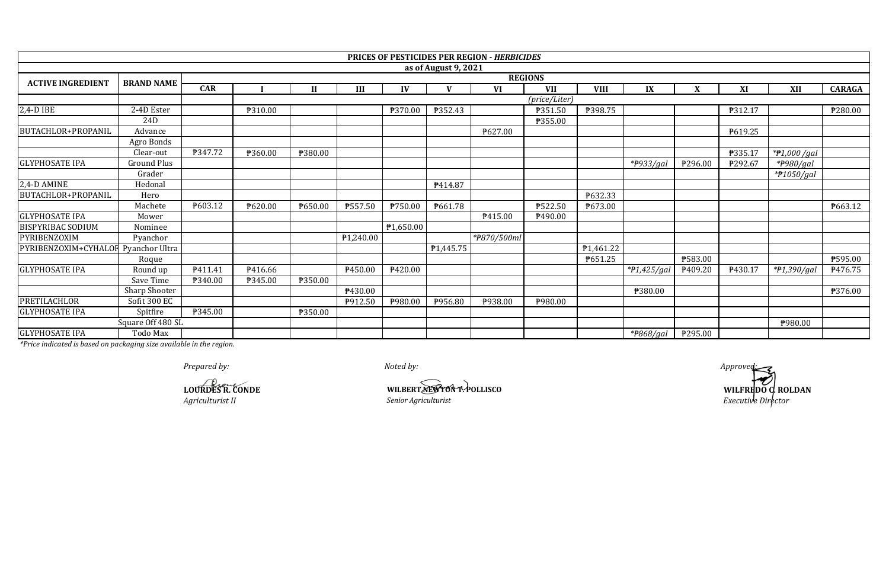## PRICES OF PESTICIDES PER REGION - *HERBICIDES*

### as of August 9, 2021

| ACTIVE INGREDIENT | BRAND NAME | REGIONS | | | | | | | | | | | | | |
|---|---|---|---|---|---|---|---|---|---|---|---|---|---|---|---|
| | | CAR | I | II | III | IV | V | VI | VII | VIII | IX | X | XI | XII | CARAGA |
| | | | | | | | | | *(price/Liter)* | | | | | | |
| 2,4-D IBE | 2-4D Ester | | ₱310.00 | | | ₱370.00 | ₱352.43 | | ₱351.50 | ₱398.75 | | | ₱312.17 | | ₱280.00 |
| | 24D | | | | | | | | ₱355.00 | | | | | | |
| BUTACHLOR+PROPANIL | Advance | | | | | | | ₱627.00 | | | | | ₱619.25 | | |
| | Agro Bonds | | | | | | | | | | | | | | |
| | Clear-out | ₱347.72 | ₱360.00 | ₱380.00 | | | | | | | | | ₱335.17 | *₱1,000 /gal | |
| GLYPHOSATE IPA | Ground Plus | | | | | | | | | | *₱933/gal | ₱296.00 | ₱292.67 | *₱980/gal | |
| | Grader | | | | | | | | | | | | | *₱1050/gal | |
| 2,4-D AMINE | Hedonal | | | | | | ₱414.87 | | | | | | | | |
| BUTACHLOR+PROPANIL | Hero | | | | | | | | | ₱632.33 | | | | | |
| | Machete | ₱603.12 | ₱620.00 | ₱650.00 | ₱557.50 | ₱750.00 | ₱661.78 | | ₱522.50 | ₱673.00 | | | | | ₱663.12 |
| GLYPHOSATE IPA | Mower | | | | | | | ₱415.00 | ₱490.00 | | | | | | |
| BISPYRIBAC SODIUM | Nominee | | | | | ₱1,650.00 | | | | | | | | | |
| PYRIBENZOXIM | Pyanchor | | | | ₱1,240.00 | | | *₱870/500ml | | | | | | | |
| PYRIBENZOXIM+CYHALOF | Pyanchor Ultra | | | | | | ₱1,445.75 | | | ₱1,461.22 | | | | | |
| | Roque | | | | | | | | | ₱651.25 | | ₱583.00 | | | ₱595.00 |
| GLYPHOSATE IPA | Round up | ₱411.41 | ₱416.66 | | ₱450.00 | ₱420.00 | | | | | *₱1,425/gal | ₱409.20 | ₱430.17 | *₱1,390/gal | ₱476.75 |
| | Save Time | ₱340.00 | ₱345.00 | ₱350.00 | | | | | | | | | | | |
| | Sharp Shooter | | | | ₱430.00 | | | | | | ₱380.00 | | | | ₱376.00 |
| PRETILACHLOR | Sofit 300 EC | | | | ₱912.50 | ₱980.00 | ₱956.80 | ₱938.00 | ₱980.00 | | | | | | |
| GLYPHOSATE IPA | Spitfire | ₱345.00 | | ₱350.00 | | | | | | | | | | | |
| | Square Off 480 SL | | | | | | | | | | | | | ₱980.00 | |
| GLYPHOSATE IPA | Todo Max | | | | | | | | | | *₱868/gal | ₱295.00 | | | |

*\*Price indicated is based on packaging size available in the region.*

*Prepared by:*

**LOURDES R. CONDE**
*Agriculturist II*

*Noted by:*

**WILBERT NEWTON T. POLLISCO**
*Senior Agriculturist*

*Approved:*

**WILFREDO C. ROLDAN**
*Executive Director*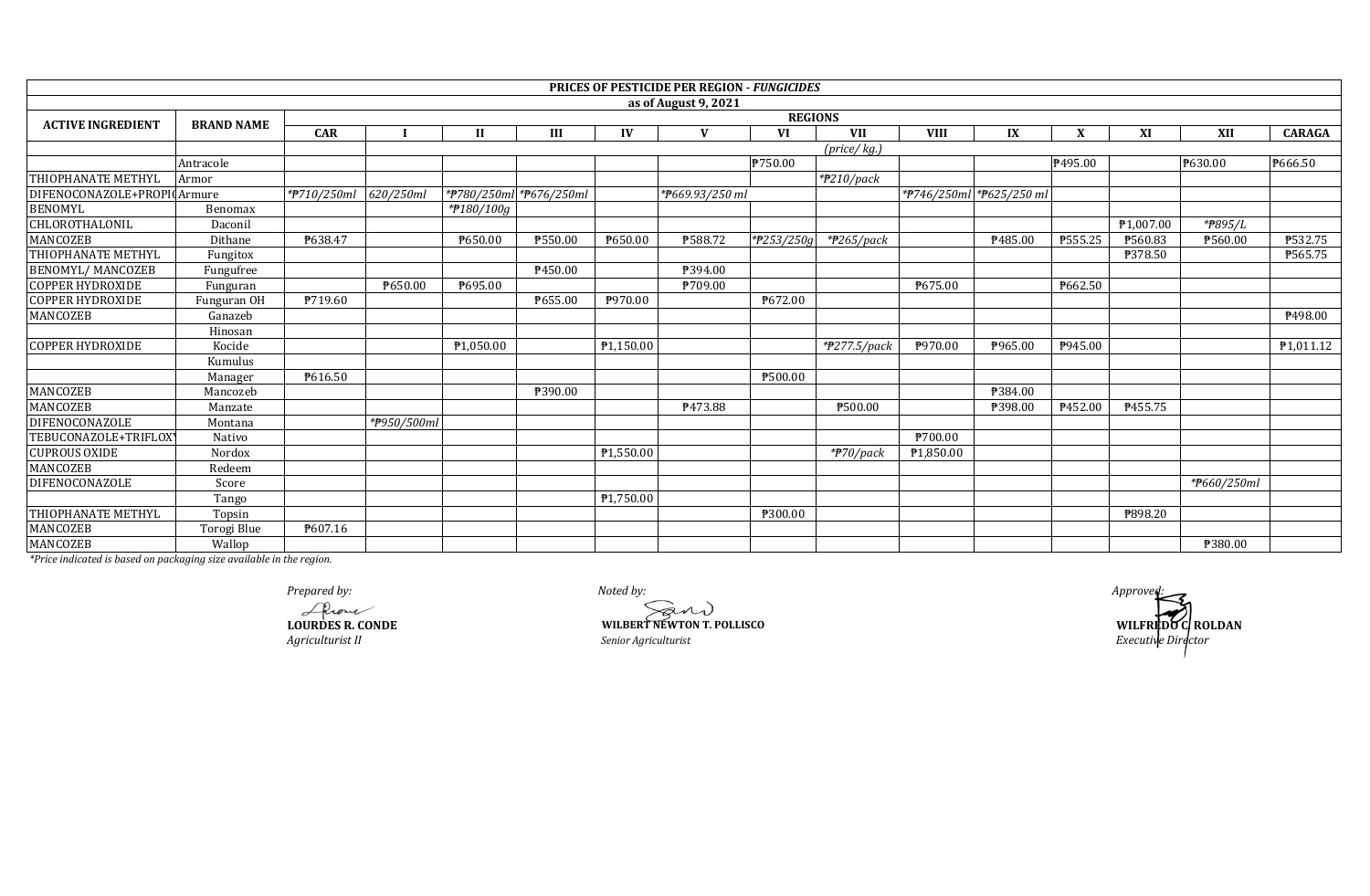| PRICES OF PESTICIDE PER REGION - *FUNGICIDES* | | | | | | | | | | | | | | | |
|---|---|---|---|---|---|---|---|---|---|---|---|---|---|---|---|
| as of August 9, 2021 | | | | | | | | | | | | | | | |
| ACTIVE INGREDIENT | BRAND NAME | REGIONS | | | | | | | | | | | | | |
| | | CAR | I | II | III | IV | V | VI | VII | VIII | IX | X | XI | XII | CARAGA |
| | | | *(price/ kg.)* | | | | | | | | | | | | |
| | Antracole | | | | | | | ₱750.00 | | | | ₱495.00 | | ₱630.00 | ₱666.50 |
| THIOPHANATE METHYL | Armor | | | | | | | | *₱210/pack | | | | | | |
| DIFENOCONAZOLE+PROPI( | Armure | *₱710/250ml | 620/250ml | *₱780/250ml | *₱676/250ml | | *₱669.93/250 ml | | | *₱746/250ml | *₱625/250 ml | | | | |
| BENOMYL | Benomax | | | *₱180/100g | | | | | | | | | | | |
| CHLOROTHALONIL | Daconil | | | | | | | | | | | | ₱1,007.00 | *₱895/L | |
| MANCOZEB | Dithane | ₱638.47 | | ₱650.00 | ₱550.00 | ₱650.00 | ₱588.72 | *₱253/250g | *₱265/pack | | ₱485.00 | ₱555.25 | ₱560.83 | ₱560.00 | ₱532.75 |
| THIOPHANATE METHYL | Fungitox | | | | | | | | | | | | ₱378.50 | | ₱565.75 |
| BENOMYL/ MANCOZEB | Fungufree | | | | ₱450.00 | | ₱394.00 | | | | | | | | |
| COPPER HYDROXIDE | Funguran | | ₱650.00 | ₱695.00 | | | ₱709.00 | | | ₱675.00 | | ₱662.50 | | | |
| COPPER HYDROXIDE | Funguran OH | ₱719.60 | | | ₱655.00 | ₱970.00 | | ₱672.00 | | | | | | | |
| MANCOZEB | Ganazeb | | | | | | | | | | | | | | ₱498.00 |
| | Hinosan | | | | | | | | | | | | | | |
| COPPER HYDROXIDE | Kocide | | | ₱1,050.00 | | ₱1,150.00 | | | *₱277.5/pack | ₱970.00 | ₱965.00 | ₱945.00 | | | ₱1,011.12 |
| | Kumulus | | | | | | | | | | | | | | |
| | Manager | ₱616.50 | | | | | | ₱500.00 | | | | | | | |
| MANCOZEB | Mancozeb | | | | ₱390.00 | | | | | | ₱384.00 | | | | |
| MANCOZEB | Manzate | | | | | | ₱473.88 | | ₱500.00 | | ₱398.00 | ₱452.00 | ₱455.75 | | |
| DIFENOCONAZOLE | Montana | | *₱950/500ml | | | | | | | | | | | | |
| TEBUCONAZOLE+TRIFLOX | Nativo | | | | | | | | | ₱700.00 | | | | | |
| CUPROUS OXIDE | Nordox | | | | | ₱1,550.00 | | | *₱70/pack | ₱1,850.00 | | | | | |
| MANCOZEB | Redeem | | | | | | | | | | | | | | |
| DIFENOCONAZOLE | Score | | | | | | | | | | | | | *₱660/250ml | |
| | Tango | | | | | ₱1,750.00 | | | | | | | | | |
| THIOPHANATE METHYL | Topsin | | | | | | | ₱300.00 | | | | | ₱898.20 | | |
| MANCOZEB | Torogi Blue | ₱607.16 | | | | | | | | | | | | | |
| MANCOZEB | Wallop | | | | | | | | | | | | | ₱380.00 | |

*\*Price indicated is based on packaging size available in the region.*

*Prepared by:*

**LOURDES R. CONDE**
*Agriculturist II*

*Noted by:*

**WILBERT NEWTON T. POLLISCO**
*Senior Agriculturist*

*Approved:*

**WILFREDO C. ROLDAN**
*Executive Director*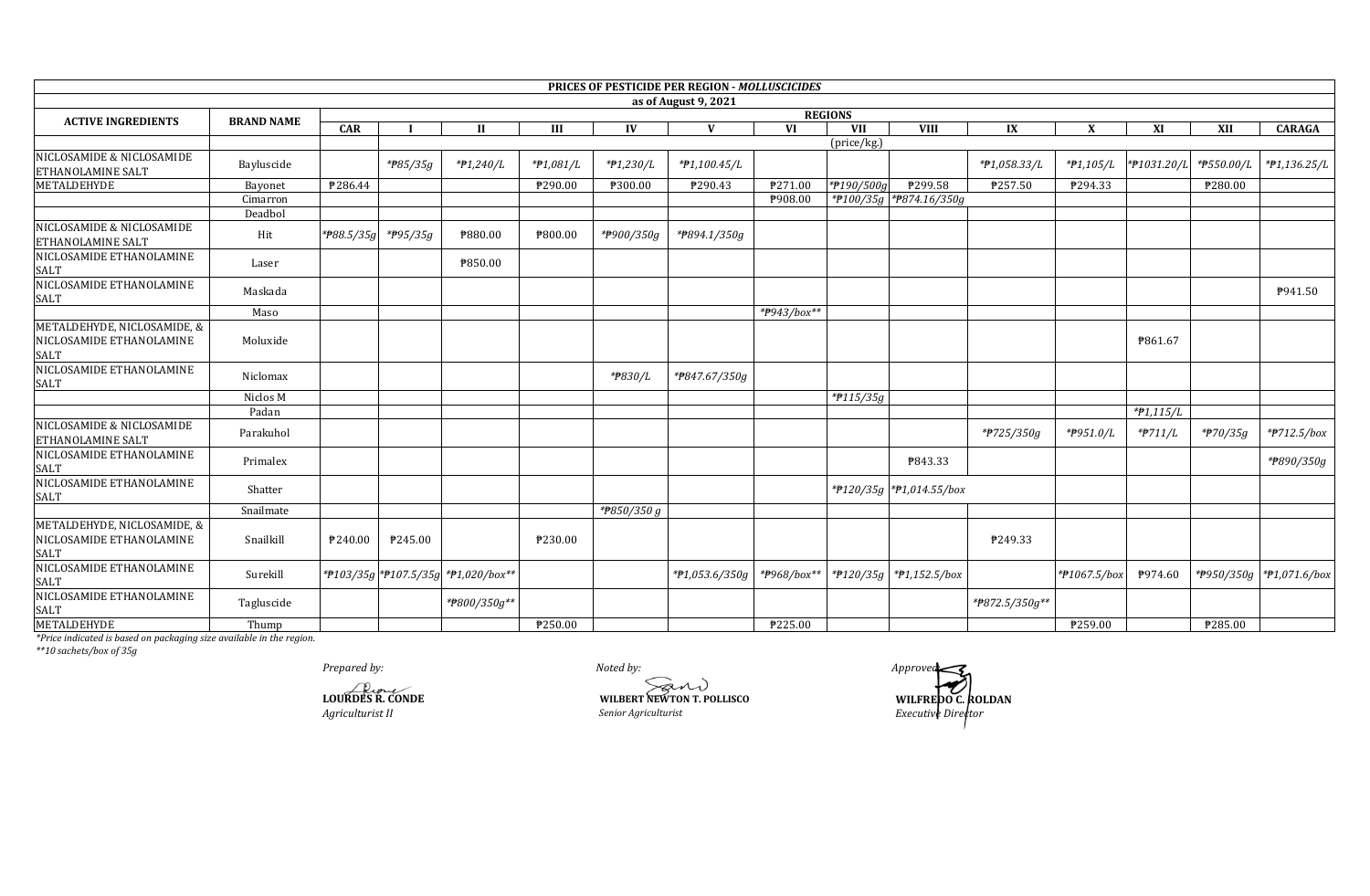| PRICES OF PESTICIDE PER REGION - *MOLLUSCICIDES* | | | | | | | | | | | | | | | | |
|---|---|---|---|---|---|---|---|---|---|---|---|---|---|---|---|---|
| as of August 9, 2021 | | | | | | | | | | | | | | | | |
| **ACTIVE INGREDIENTS** | **BRAND NAME** | **REGIONS** | | | | | | | | | | | | | | |
| | | **CAR** | **I** | **II** | **III** | **IV** | **V** | **VI** | **VII** | **VIII** | **IX** | **X** | **XI** | **XII** | **CARAGA** |
| | | (price/kg.) | | | | | | | | | | | | | |
| NICLOSAMIDE & NICLOSAMIDE ETHANOLAMINE SALT | Bayluscide | | *₱85/35g* | *₱1,240/L* | *₱1,081/L* | *₱1,230/L* | *₱1,100.45/L* | | | | *₱1,058.33/L* | *₱1,105/L* | *₱1031.20/L* | *₱550.00/L* | *₱1,136.25/L* |
| METALDEHYDE | Bayonet | ₱286.44 | | | ₱290.00 | ₱300.00 | ₱290.43 | ₱271.00 | *₱190/500g* | ₱299.58 | ₱257.50 | ₱294.33 | | ₱280.00 | |
| | Cimarron | | | | | | | ₱908.00 | *₱100/35g* | *₱874.16/350g* | | | | | |
| | Deadbol | | | | | | | | | | | | | | |
| NICLOSAMIDE & NICLOSAMIDE ETHANOLAMINE SALT | Hit | *₱88.5/35g* | *₱95/35g* | ₱880.00 | ₱800.00 | *₱900/350g* | *₱894.1/350g* | | | | | | | | |
| NICLOSAMIDE ETHANOLAMINE SALT | Laser | | | ₱850.00 | | | | | | | | | | | |
| NICLOSAMIDE ETHANOLAMINE SALT | Maskada | | | | | | | | | | | | | | ₱941.50 |
| | Maso | | | | | | | *₱943/box*** | | | | | | | |
| METALDEHYDE, NICLOSAMIDE, & NICLOSAMIDE ETHANOLAMINE SALT | Moluxide | | | | | | | | | | | | ₱861.67 | | |
| NICLOSAMIDE ETHANOLAMINE SALT | Niclomax | | | | | *₱830/L* | *₱847.67/350g* | | | | | | | | |
| | Niclos M | | | | | | | | *₱115/35g* | | | | | | |
| | Padan | | | | | | | | | | | | *₱1,115/L* | | |
| NICLOSAMIDE & NICLOSAMIDE ETHANOLAMINE SALT | Parakuhol | | | | | | | | | | *₱725/350g* | *₱951.0/L* | *₱711/L* | *₱70/35g* | *₱712.5/box* |
| NICLOSAMIDE ETHANOLAMINE SALT | Primalex | | | | | | | | | ₱843.33 | | | | | *₱890/350g* |
| NICLOSAMIDE ETHANOLAMINE SALT | Shatter | | | | | | | | *₱120/35g* | *₱1,014.55/box* | | | | | |
| | Snailmate | | | | | *₱850/350 g* | | | | | | | | | |
| METALDEHYDE, NICLOSAMIDE, & NICLOSAMIDE ETHANOLAMINE SALT | Snailkill | ₱240.00 | ₱245.00 | | ₱230.00 | | | | | | ₱249.33 | | | | |
| NICLOSAMIDE ETHANOLAMINE SALT | Surekill | *₱103/35g* | *₱107.5/35g* | *₱1,020/box*** | | | *₱1,053.6/350g* | *₱968/box*** | *₱120/35g* | *₱1,152.5/box* | | *₱1067.5/box* | ₱974.60 | *₱950/350g* | *₱1,071.6/box* |
| NICLOSAMIDE ETHANOLAMINE SALT | Tagluscide | | | *₱800/350g*** | | | | | | | *₱872.5/350g*** | | | | |
| METALDEHYDE | Thump | | | | ₱250.00 | | | ₱225.00 | | | | ₱259.00 | | ₱285.00 | |

*\*Price indicated is based on packaging size available in the region.*
*\*\*10 sachets/box of 35g*

*Prepared by:*
**LOURDES R. CONDE**
*Agriculturist II*

*Noted by:*
**WILBERT NEWTON T. POLLISCO**
*Senior Agriculturist*

*Approved:*
**WILFREDO C. ROLDAN**
*Executive Director*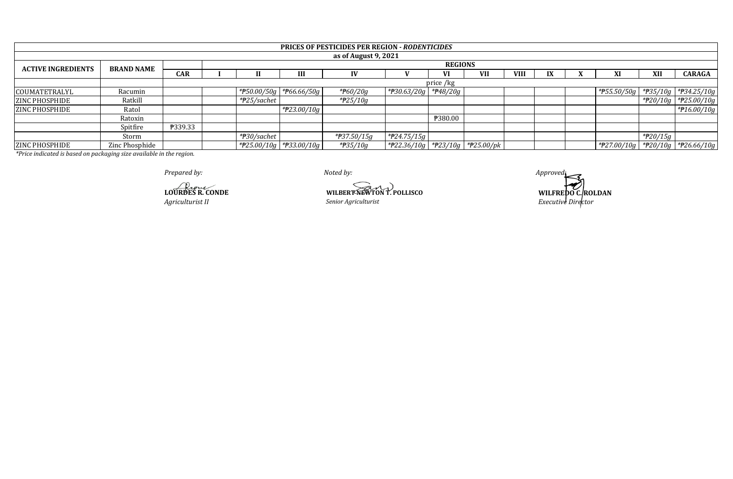| PRICES OF PESTICIDES PER REGION - *RODENTICIDES* | | | | | | | | | | | | | | | | |
|---|---|---|---|---|---|---|---|---|---|---|---|---|---|---|---|---|
| as of August 9, 2021 | | | | | | | | | | | | | | | | |
| ACTIVE INGREDIENTS | BRAND NAME | | REGIONS | | | | | | | | | | | | | |
| | | CAR | I | II | III | IV | V | VI | VII | VIII | IX | X | XI | XII | CARAGA |
| | | price /kg | | | | | | | | | | | | | | |
| COUMATETRALYL | Racumin | | | *₱50.00/50g | *₱66.66/50g | *₱60/20g | *₱30.63/20g | *₱48/20g | | | | | *₱55.50/50g | *₱35/10g | *₱34.25/10g |
| ZINC PHOSPHIDE | Ratkill | | | *₱25/sachet | | *₱25/10g | | | | | | | | *₱20/10g | *₱25.00/10g |
| ZINC PHOSPHIDE | Ratol | | | | *₱23.00/10g | | | | | | | | | | *₱16.00/10g |
| | Ratoxin | | | | | | | ₱380.00 | | | | | | | |
| | Spitfire | ₱339.33 | | | | | | | | | | | | | |
| | Storm | | | *₱30/sachet | | *₱37.50/15g | *₱24.75/15g | | | | | | | *₱20/15g | |
| ZINC PHOSPHIDE | Zinc Phosphide | | | *₱25.00/10g | *₱33.00/10g | *₱35/10g | *₱22.36/10g | *₱23/10g | *₱25.00/pk | | | | *₱27.00/10g | *₱20/10g | *₱26.66/10g |

*\*Price indicated is based on packaging size available in the region.*

*Prepared by:*

**LOURDES R. CONDE**
*Agriculturist II*

*Noted by:*

**WILBERT NEWTON T. POLLISCO**
*Senior Agriculturist*

*Approved:*

**WILFREDO C. ROLDAN**
*Executive Director*